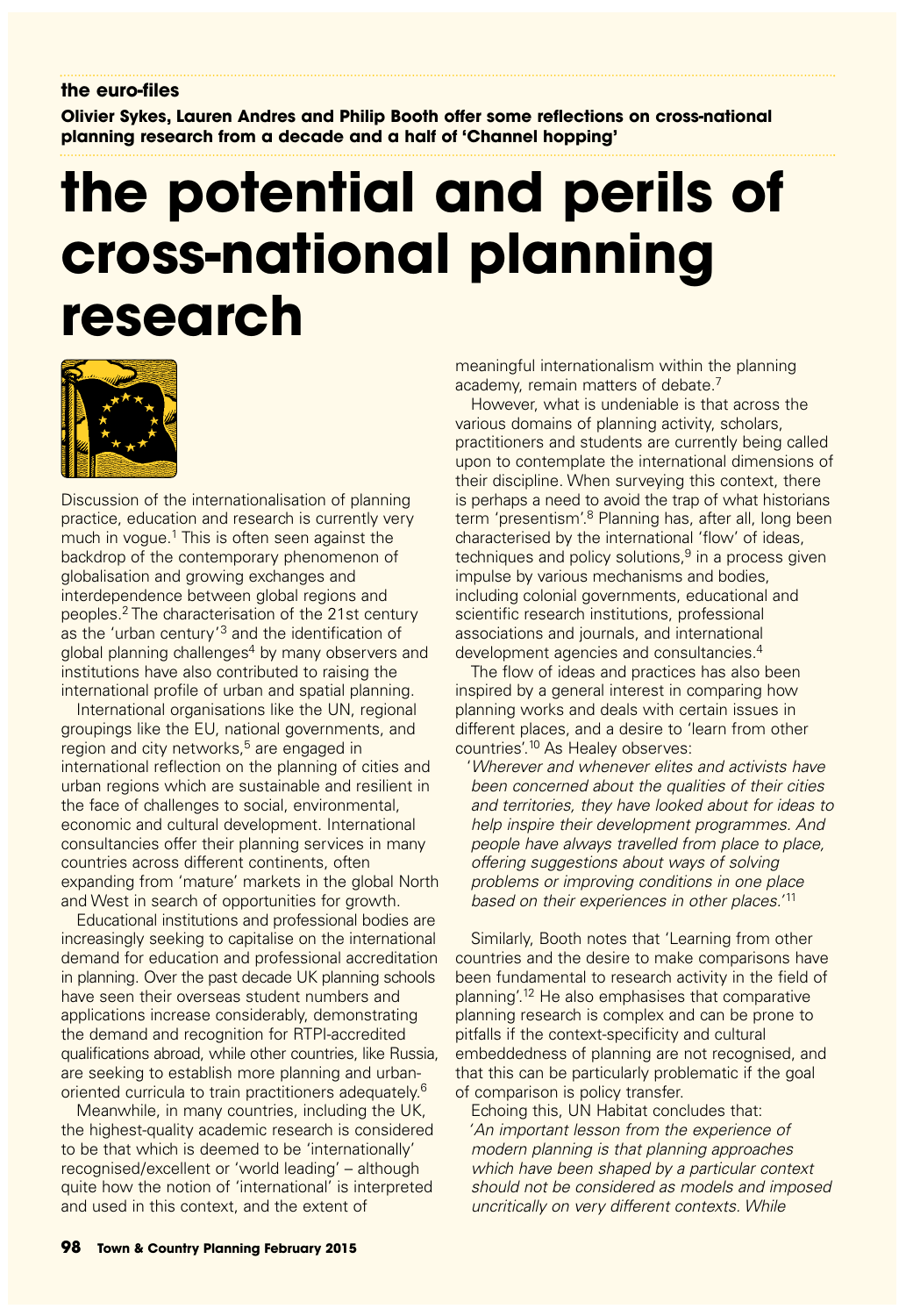the euro-files

**Olivier Sykes, Lauren Andres and Philip Booth offer some reflections on cross-national planning research from a decade and a half of 'Channel hopping'**

# the potential and perils of cross-national planning research

Discussion of the internationalisation of planning practice, education and research is currently very much in vogue.[1] This is often seen against the backdrop of the contemporary phenomenon of globalisation and growing exchanges and interdependence between global regions and peoples.[2] The characterisation of the 21st century as the 'urban century'[3] and the identification of global planning challenges[4] by many observers and institutions have also contributed to raising the international profile of urban and spatial planning.

International organisations like the UN, regional groupings like the EU, national governments, and region and city networks,[5] are engaged in international reflection on the planning of cities and urban regions which are sustainable and resilient in the face of challenges to social, environmental, economic and cultural development. International consultancies offer their planning services in many countries across different continents, often expanding from 'mature' markets in the global North and West in search of opportunities for growth.

Educational institutions and professional bodies are increasingly seeking to capitalise on the international demand for education and professional accreditation in planning. Over the past decade UK planning schools have seen their overseas student numbers and applications increase considerably, demonstrating the demand and recognition for RTPI-accredited qualifications abroad, while other countries, like Russia, are seeking to establish more planning and urban-oriented curricula to train practitioners adequately.[6]

Meanwhile, in many countries, including the UK, the highest-quality academic research is considered to be that which is deemed to be 'internationally' recognised/excellent or 'world leading' – although quite how the notion of 'international' is interpreted and used in this context, and the extent of meaningful internationalism within the planning academy, remain matters of debate.[7]

However, what is undeniable is that across the various domains of planning activity, scholars, practitioners and students are currently being called upon to contemplate the international dimensions of their discipline. When surveying this context, there is perhaps a need to avoid the trap of what historians term 'presentism'.[8] Planning has, after all, long been characterised by the international 'flow' of ideas, techniques and policy solutions,[9] in a process given impulse by various mechanisms and bodies, including colonial governments, educational and scientific research institutions, professional associations and journals, and international development agencies and consultancies.[4]

The flow of ideas and practices has also been inspired by a general interest in comparing how planning works and deals with certain issues in different places, and a desire to 'learn from other countries'.[10] As Healey observes:

> '*Wherever and whenever elites and activists have been concerned about the qualities of their cities and territories, they have looked about for ideas to help inspire their development programmes. And people have always travelled from place to place, offering suggestions about ways of solving problems or improving conditions in one place based on their experiences in other places.*'[11]

Similarly, Booth notes that 'Learning from other countries and the desire to make comparisons have been fundamental to research activity in the field of planning'.[12] He also emphasises that comparative planning research is complex and can be prone to pitfalls if the context-specificity and cultural embeddedness of planning are not recognised, and that this can be particularly problematic if the goal of comparison is policy transfer.

Echoing this, UN Habitat concludes that:

> '*An important lesson from the experience of modern planning is that planning approaches which have been shaped by a particular context should not be considered as models and imposed uncritically on very different contexts. While*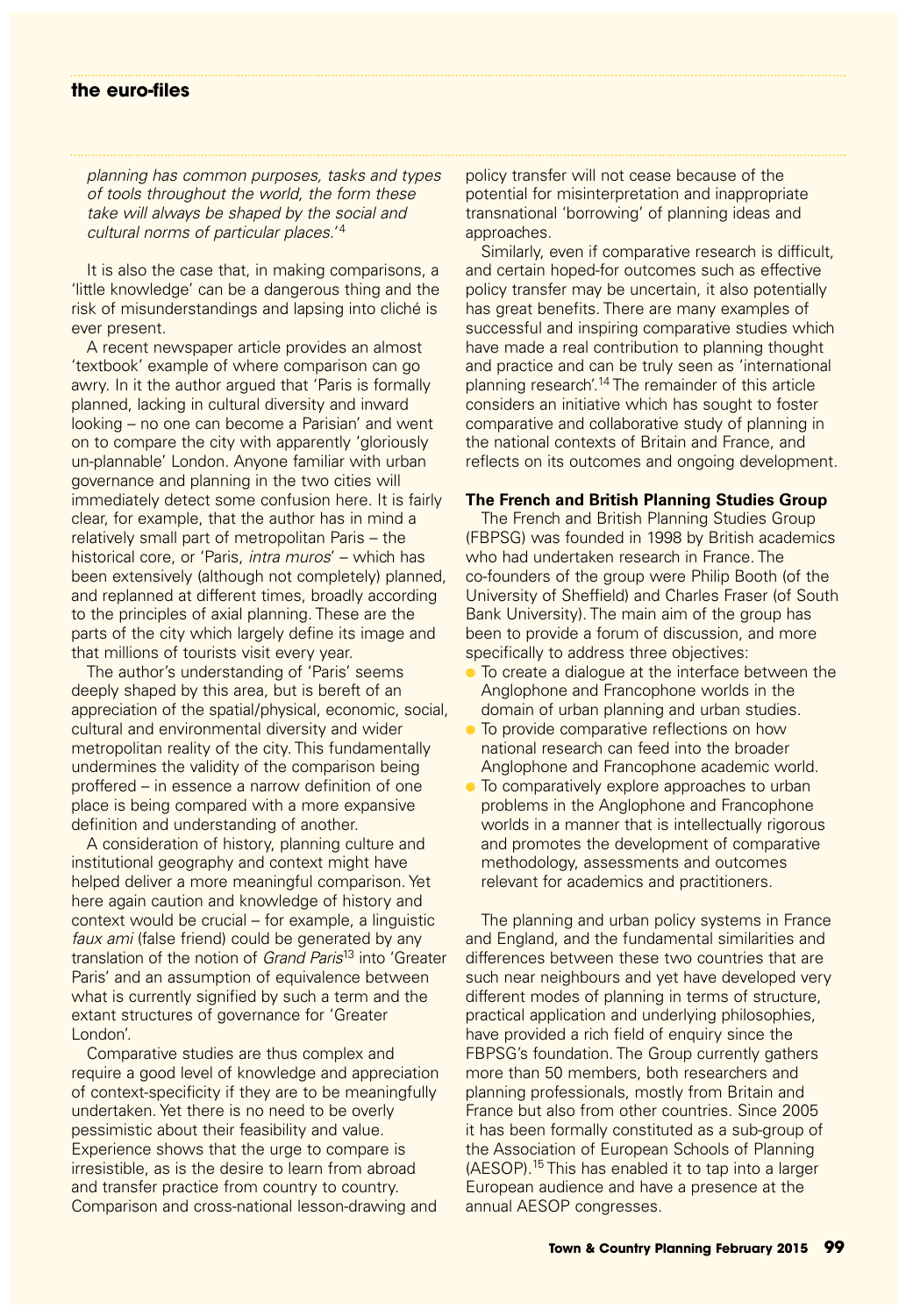*planning has common purposes, tasks and types of tools throughout the world, the form these take will always be shaped by the social and cultural norms of particular places.*'[4]

It is also the case that, in making comparisons, a 'little knowledge' can be a dangerous thing and the risk of misunderstandings and lapsing into cliché is ever present.

A recent newspaper article provides an almost 'textbook' example of where comparison can go awry. In it the author argued that 'Paris is formally planned, lacking in cultural diversity and inward looking – no one can become a Parisian' and went on to compare the city with apparently 'gloriously un-plannable' London. Anyone familiar with urban governance and planning in the two cities will immediately detect some confusion here. It is fairly clear, for example, that the author has in mind a relatively small part of metropolitan Paris – the historical core, or 'Paris, *intra muros*' – which has been extensively (although not completely) planned, and replanned at different times, broadly according to the principles of axial planning. These are the parts of the city which largely define its image and that millions of tourists visit every year.

The author's understanding of 'Paris' seems deeply shaped by this area, but is bereft of an appreciation of the spatial/physical, economic, social, cultural and environmental diversity and wider metropolitan reality of the city. This fundamentally undermines the validity of the comparison being proffered – in essence a narrow definition of one place is being compared with a more expansive definition and understanding of another.

A consideration of history, planning culture and institutional geography and context might have helped deliver a more meaningful comparison. Yet here again caution and knowledge of history and context would be crucial – for example, a linguistic *faux ami* (false friend) could be generated by any translation of the notion of *Grand Paris*[13] into 'Greater Paris' and an assumption of equivalence between what is currently signified by such a term and the extant structures of governance for 'Greater London'.

Comparative studies are thus complex and require a good level of knowledge and appreciation of context-specificity if they are to be meaningfully undertaken. Yet there is no need to be overly pessimistic about their feasibility and value. Experience shows that the urge to compare is irresistible, as is the desire to learn from abroad and transfer practice from country to country. Comparison and cross-national lesson-drawing and policy transfer will not cease because of the potential for misinterpretation and inappropriate transnational 'borrowing' of planning ideas and approaches.

Similarly, even if comparative research is difficult, and certain hoped-for outcomes such as effective policy transfer may be uncertain, it also potentially has great benefits. There are many examples of successful and inspiring comparative studies which have made a real contribution to planning thought and practice and can be truly seen as 'international planning research'.[14] The remainder of this article considers an initiative which has sought to foster comparative and collaborative study of planning in the national contexts of Britain and France, and reflects on its outcomes and ongoing development.

### The French and British Planning Studies Group

The French and British Planning Studies Group (FBPSG) was founded in 1998 by British academics who had undertaken research in France. The co-founders of the group were Philip Booth (of the University of Sheffield) and Charles Fraser (of South Bank University). The main aim of the group has been to provide a forum of discussion, and more specifically to address three objectives:

- To create a dialogue at the interface between the Anglophone and Francophone worlds in the domain of urban planning and urban studies.
- To provide comparative reflections on how national research can feed into the broader Anglophone and Francophone academic world.
- To comparatively explore approaches to urban problems in the Anglophone and Francophone worlds in a manner that is intellectually rigorous and promotes the development of comparative methodology, assessments and outcomes relevant for academics and practitioners.

The planning and urban policy systems in France and England, and the fundamental similarities and differences between these two countries that are such near neighbours and yet have developed very different modes of planning in terms of structure, practical application and underlying philosophies, have provided a rich field of enquiry since the FBPSG's foundation. The Group currently gathers more than 50 members, both researchers and planning professionals, mostly from Britain and France but also from other countries. Since 2005 it has been formally constituted as a sub-group of the Association of European Schools of Planning (AESOP).[15] This has enabled it to tap into a larger European audience and have a presence at the annual AESOP congresses.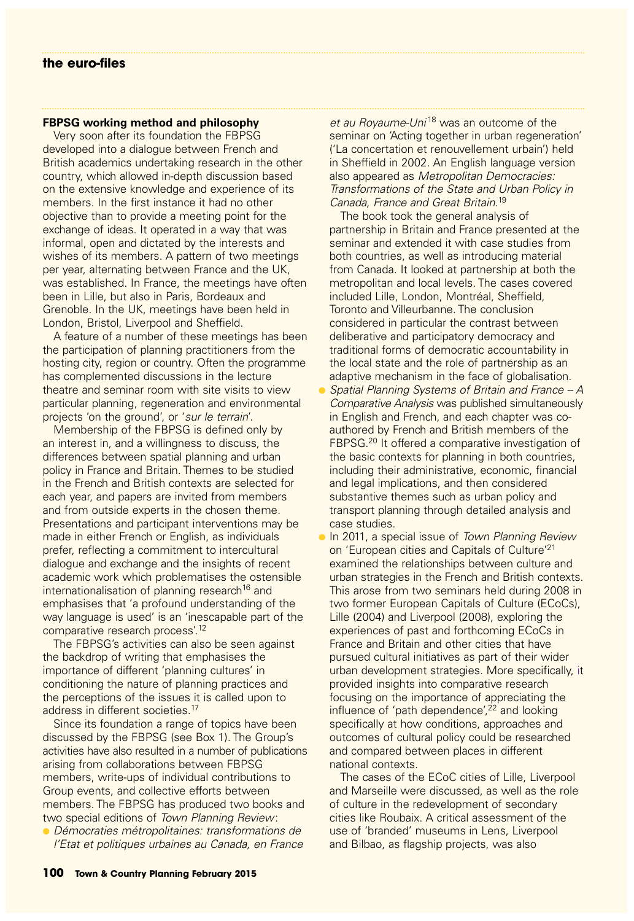### FBPSG working method and philosophy

Very soon after its foundation the FBPSG developed into a dialogue between French and British academics undertaking research in the other country, which allowed in-depth discussion based on the extensive knowledge and experience of its members. In the first instance it had no other objective than to provide a meeting point for the exchange of ideas. It operated in a way that was informal, open and dictated by the interests and wishes of its members. A pattern of two meetings per year, alternating between France and the UK, was established. In France, the meetings have often been in Lille, but also in Paris, Bordeaux and Grenoble. In the UK, meetings have been held in London, Bristol, Liverpool and Sheffield.

A feature of a number of these meetings has been the participation of planning practitioners from the hosting city, region or country. Often the programme has complemented discussions in the lecture theatre and seminar room with site visits to view particular planning, regeneration and environmental projects 'on the ground', or '*sur le terrain*'.

Membership of the FBPSG is defined only by an interest in, and a willingness to discuss, the differences between spatial planning and urban policy in France and Britain. Themes to be studied in the French and British contexts are selected for each year, and papers are invited from members and from outside experts in the chosen theme. Presentations and participant interventions may be made in either French or English, as individuals prefer, reflecting a commitment to intercultural dialogue and exchange and the insights of recent academic work which problematises the ostensible internationalisation of planning research[16] and emphasises that 'a profound understanding of the way language is used' is an 'inescapable part of the comparative research process'.[12]

The FBPSG's activities can also be seen against the backdrop of writing that emphasises the importance of different 'planning cultures' in conditioning the nature of planning practices and the perceptions of the issues it is called upon to address in different societies.[17]

Since its foundation a range of topics have been discussed by the FBPSG (see Box 1). The Group's activities have also resulted in a number of publications arising from collaborations between FBPSG members, write-ups of individual contributions to Group events, and collective efforts between members. The FBPSG has produced two books and two special editions of *Town Planning Review*:

- *Démocraties métropolitaines: transformations de l'Etat et politiques urbaines au Canada, en France et au Royaume-Uni*[18] was an outcome of the seminar on 'Acting together in urban regeneration' ('La concertation et renouvellement urbain') held in Sheffield in 2002. An English language version also appeared as *Metropolitan Democracies: Transformations of the State and Urban Policy in Canada, France and Great Britain*.[19]

  The book took the general analysis of partnership in Britain and France presented at the seminar and extended it with case studies from both countries, as well as introducing material from Canada. It looked at partnership at both the metropolitan and local levels. The cases covered included Lille, London, Montréal, Sheffield, Toronto and Villeurbanne. The conclusion considered in particular the contrast between deliberative and participatory democracy and traditional forms of democratic accountability in the local state and the role of partnership as an adaptive mechanism in the face of globalisation.
- *Spatial Planning Systems of Britain and France – A Comparative Analysis* was published simultaneously in English and French, and each chapter was co-authored by French and British members of the FBPSG.[20] It offered a comparative investigation of the basic contexts for planning in both countries, including their administrative, economic, financial and legal implications, and then considered substantive themes such as urban policy and transport planning through detailed analysis and case studies.
- In 2011, a special issue of *Town Planning Review* on 'European cities and Capitals of Culture'[21] examined the relationships between culture and urban strategies in the French and British contexts. This arose from two seminars held during 2008 in two former European Capitals of Culture (ECoCs), Lille (2004) and Liverpool (2008), exploring the experiences of past and forthcoming ECoCs in France and Britain and other cities that have pursued cultural initiatives as part of their wider urban development strategies. More specifically, it provided insights into comparative research focusing on the importance of appreciating the influence of 'path dependence',[22] and looking specifically at how conditions, approaches and outcomes of cultural policy could be researched and compared between places in different national contexts.

  The cases of the ECoC cities of Lille, Liverpool and Marseille were discussed, as well as the role of culture in the redevelopment of secondary cities like Roubaix. A critical assessment of the use of 'branded' museums in Lens, Liverpool and Bilbao, as flagship projects, was also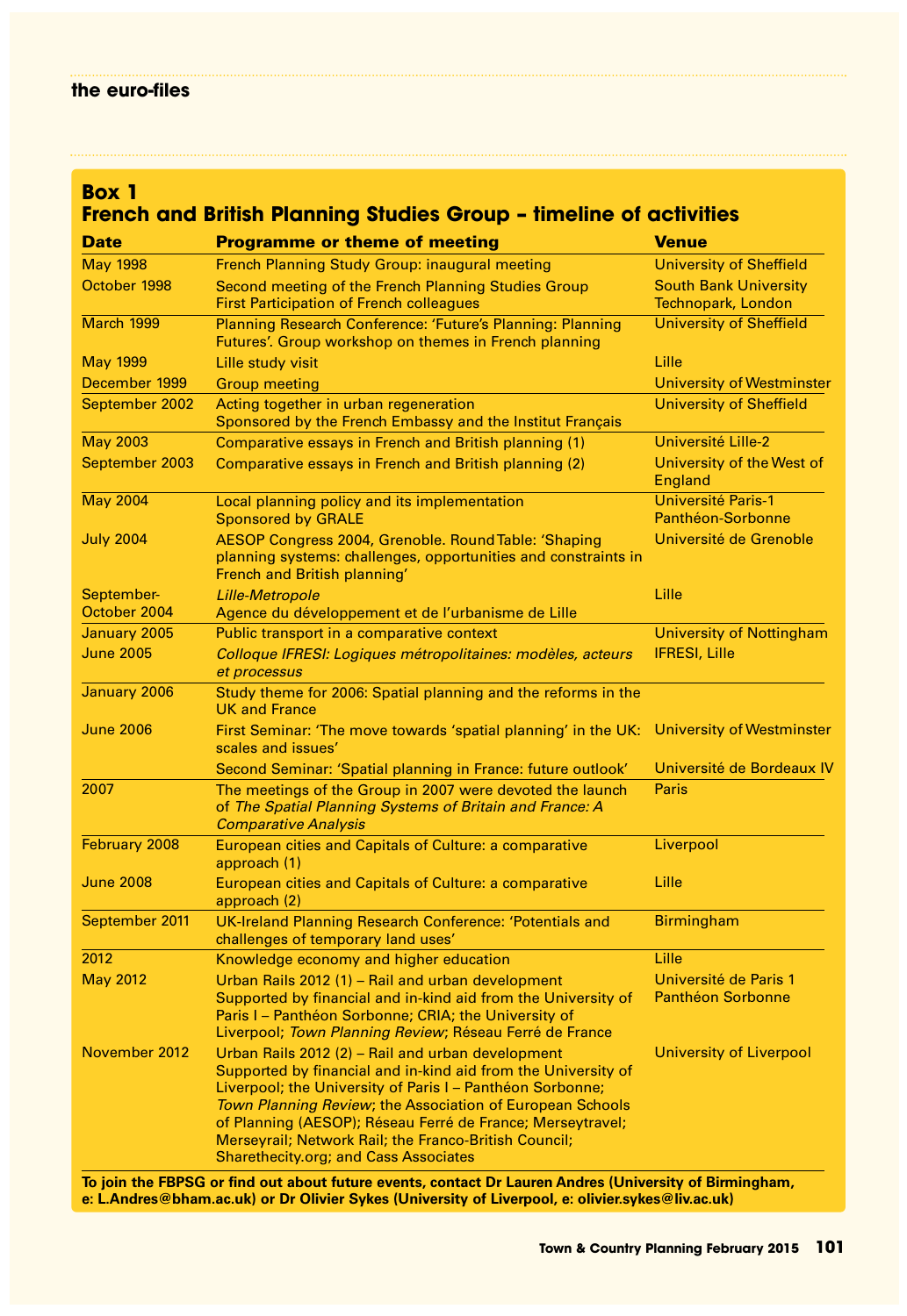## Box 1
## French and British Planning Studies Group – timeline of activities

| Date | Programme or theme of meeting | Venue |
|---|---|---|
| May 1998 | French Planning Study Group: inaugural meeting | University of Sheffield |
| October 1998 | Second meeting of the French Planning Studies Group<br>First Participation of French colleagues | South Bank University Technopark, London |
| March 1999 | Planning Research Conference: 'Future's Planning: Planning Futures'. Group workshop on themes in French planning | University of Sheffield |
| May 1999 | Lille study visit | Lille |
| December 1999 | Group meeting | University of Westminster |
| September 2002 | Acting together in urban regeneration<br>Sponsored by the French Embassy and the Institut Français | University of Sheffield |
| May 2003 | Comparative essays in French and British planning (1) | Université Lille-2 |
| September 2003 | Comparative essays in French and British planning (2) | University of the West of England |
| May 2004 | Local planning policy and its implementation<br>Sponsored by GRALE | Université Paris-1 Panthéon-Sorbonne |
| July 2004 | AESOP Congress 2004, Grenoble. Round Table: 'Shaping planning systems: challenges, opportunities and constraints in French and British planning' | Université de Grenoble |
| September-October 2004 | *Lille-Metropole*<br>Agence du développement et de l'urbanisme de Lille | Lille |
| January 2005 | Public transport in a comparative context | University of Nottingham |
| June 2005 | *Colloque IFRESI: Logiques métropolitaines: modèles, acteurs et processus* | IFRESI, Lille |
| January 2006 | Study theme for 2006: Spatial planning and the reforms in the UK and France | |
| June 2006 | First Seminar: 'The move towards 'spatial planning' in the UK: scales and issues' | University of Westminster |
| | Second Seminar: 'Spatial planning in France: future outlook' | Université de Bordeaux IV |
| 2007 | The meetings of the Group in 2007 were devoted the launch of *The Spatial Planning Systems of Britain and France: A Comparative Analysis* | Paris |
| February 2008 | European cities and Capitals of Culture: a comparative approach (1) | Liverpool |
| June 2008 | European cities and Capitals of Culture: a comparative approach (2) | Lille |
| September 2011 | UK-Ireland Planning Research Conference: 'Potentials and challenges of temporary land uses' | Birmingham |
| 2012 | Knowledge economy and higher education | Lille |
| May 2012 | Urban Rails 2012 (1) – Rail and urban development<br>Supported by financial and in-kind aid from the University of Paris I – Panthéon Sorbonne; CRIA; the University of Liverpool; *Town Planning Review*; Réseau Ferré de France | Université de Paris 1 Panthéon Sorbonne |
| November 2012 | Urban Rails 2012 (2) – Rail and urban development<br>Supported by financial and in-kind aid from the University of Liverpool; the University of Paris I – Panthéon Sorbonne; *Town Planning Review*; the Association of European Schools of Planning (AESOP); Réseau Ferré de France; Merseytravel; Merseyrail; Network Rail; the Franco-British Council; Sharethecity.org; and Cass Associates | University of Liverpool |

**To join the FBPSG or find out about future events, contact Dr Lauren Andres (University of Birmingham, e: L.Andres@bham.ac.uk) or Dr Olivier Sykes (University of Liverpool, e: olivier.sykes@liv.ac.uk)**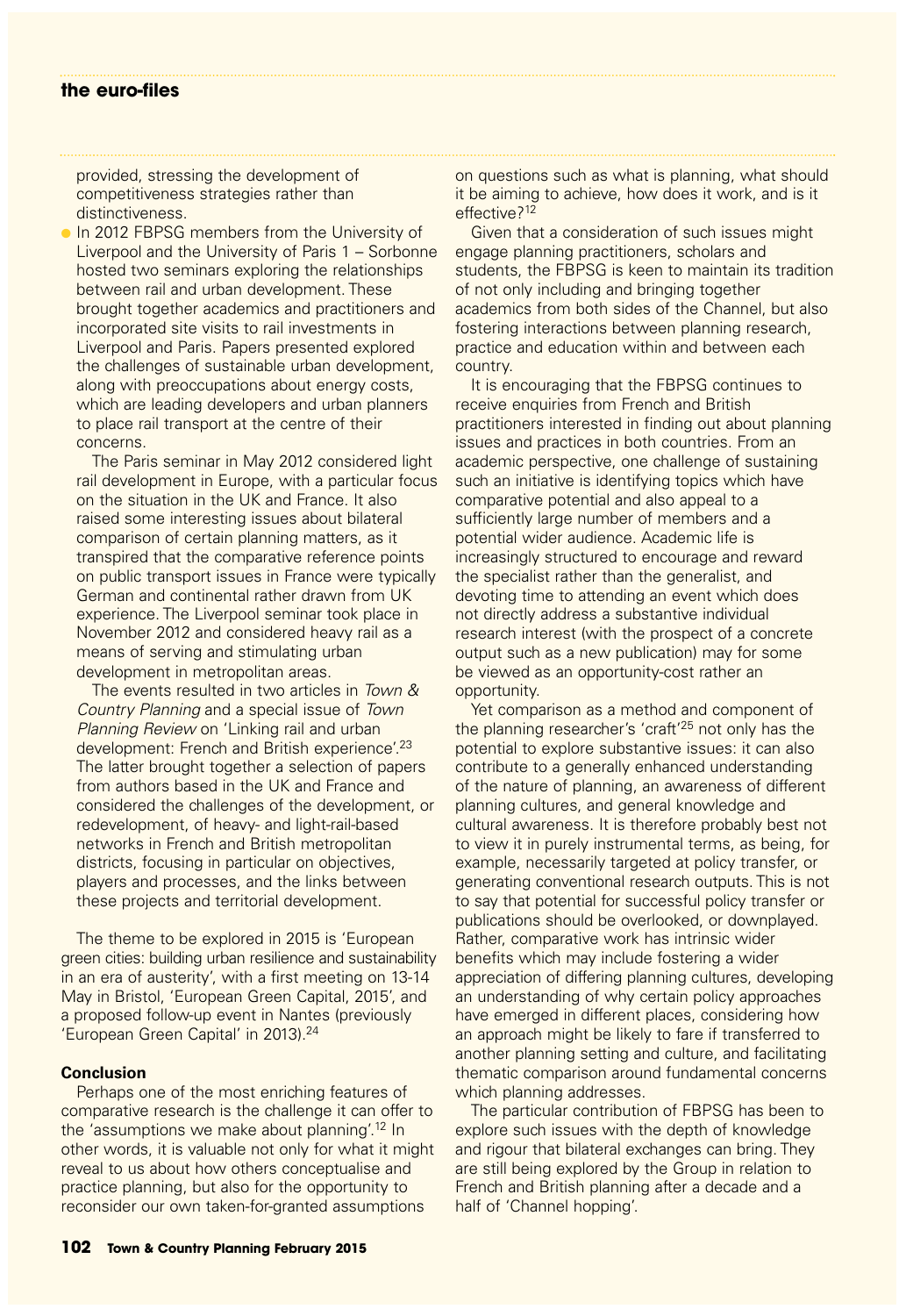provided, stressing the development of competitiveness strategies rather than distinctiveness.

- In 2012 FBPSG members from the University of Liverpool and the University of Paris 1 – Sorbonne hosted two seminars exploring the relationships between rail and urban development. These brought together academics and practitioners and incorporated site visits to rail investments in Liverpool and Paris. Papers presented explored the challenges of sustainable urban development, along with preoccupations about energy costs, which are leading developers and urban planners to place rail transport at the centre of their concerns.

  The Paris seminar in May 2012 considered light rail development in Europe, with a particular focus on the situation in the UK and France. It also raised some interesting issues about bilateral comparison of certain planning matters, as it transpired that the comparative reference points on public transport issues in France were typically German and continental rather drawn from UK experience. The Liverpool seminar took place in November 2012 and considered heavy rail as a means of serving and stimulating urban development in metropolitan areas.

  The events resulted in two articles in *Town & Country Planning* and a special issue of *Town Planning Review* on 'Linking rail and urban development: French and British experience'.[23] The latter brought together a selection of papers from authors based in the UK and France and considered the challenges of the development, or redevelopment, of heavy- and light-rail-based networks in French and British metropolitan districts, focusing in particular on objectives, players and processes, and the links between these projects and territorial development.

The theme to be explored in 2015 is 'European green cities: building urban resilience and sustainability in an era of austerity', with a first meeting on 13-14 May in Bristol, 'European Green Capital, 2015', and a proposed follow-up event in Nantes (previously 'European Green Capital' in 2013).[24]

### Conclusion

Perhaps one of the most enriching features of comparative research is the challenge it can offer to the 'assumptions we make about planning'.[12] In other words, it is valuable not only for what it might reveal to us about how others conceptualise and practice planning, but also for the opportunity to reconsider our own taken-for-granted assumptions on questions such as what is planning, what should it be aiming to achieve, how does it work, and is it effective?[12]

Given that a consideration of such issues might engage planning practitioners, scholars and students, the FBPSG is keen to maintain its tradition of not only including and bringing together academics from both sides of the Channel, but also fostering interactions between planning research, practice and education within and between each country.

It is encouraging that the FBPSG continues to receive enquiries from French and British practitioners interested in finding out about planning issues and practices in both countries. From an academic perspective, one challenge of sustaining such an initiative is identifying topics which have comparative potential and also appeal to a sufficiently large number of members and a potential wider audience. Academic life is increasingly structured to encourage and reward the specialist rather than the generalist, and devoting time to attending an event which does not directly address a substantive individual research interest (with the prospect of a concrete output such as a new publication) may for some be viewed as an opportunity-cost rather an opportunity.

Yet comparison as a method and component of the planning researcher's 'craft'[25] not only has the potential to explore substantive issues: it can also contribute to a generally enhanced understanding of the nature of planning, an awareness of different planning cultures, and general knowledge and cultural awareness. It is therefore probably best not to view it in purely instrumental terms, as being, for example, necessarily targeted at policy transfer, or generating conventional research outputs. This is not to say that potential for successful policy transfer or publications should be overlooked, or downplayed. Rather, comparative work has intrinsic wider benefits which may include fostering a wider appreciation of differing planning cultures, developing an understanding of why certain policy approaches have emerged in different places, considering how an approach might be likely to fare if transferred to another planning setting and culture, and facilitating thematic comparison around fundamental concerns which planning addresses.

The particular contribution of FBPSG has been to explore such issues with the depth of knowledge and rigour that bilateral exchanges can bring. They are still being explored by the Group in relation to French and British planning after a decade and a half of 'Channel hopping'.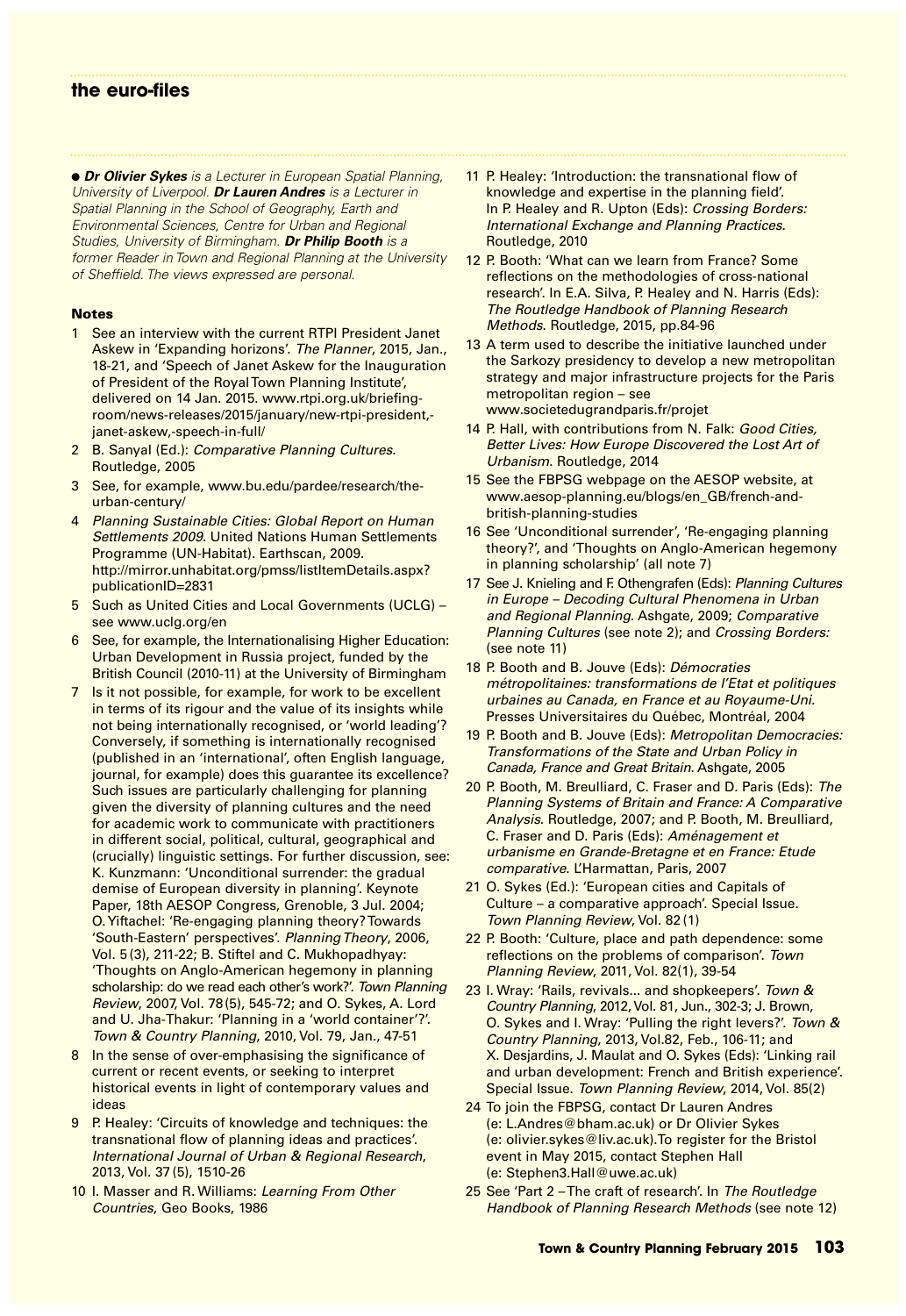● ***Dr Olivier Sykes*** *is a Lecturer in European Spatial Planning, University of Liverpool.* ***Dr Lauren Andres*** *is a Lecturer in Spatial Planning in the School of Geography, Earth and Environmental Sciences, Centre for Urban and Regional Studies, University of Birmingham.* ***Dr Philip Booth*** *is a former Reader in Town and Regional Planning at the University of Sheffield. The views expressed are personal.*

**Notes**

1 See an interview with the current RTPI President Janet Askew in 'Expanding horizons'. *The Planner*, 2015, Jan., 18-21, and 'Speech of Janet Askew for the Inauguration of President of the Royal Town Planning Institute', delivered on 14 Jan. 2015. www.rtpi.org.uk/briefing-room/news-releases/2015/january/new-rtpi-president,-janet-askew,-speech-in-full/

2 B. Sanyal (Ed.): *Comparative Planning Cultures*. Routledge, 2005

3 See, for example, www.bu.edu/pardee/research/the-urban-century/

4 *Planning Sustainable Cities: Global Report on Human Settlements 2009*. United Nations Human Settlements Programme (UN-Habitat). Earthscan, 2009. http://mirror.unhabitat.org/pmss/listItemDetails.aspx?publicationID=2831

5 Such as United Cities and Local Governments (UCLG) – see www.uclg.org/en

6 See, for example, the Internationalising Higher Education: Urban Development in Russia project, funded by the British Council (2010-11) at the University of Birmingham

7 Is it not possible, for example, for work to be excellent in terms of its rigour and the value of its insights while not being internationally recognised, or 'world leading'? Conversely, if something is internationally recognised (published in an 'international', often English language, journal, for example) does this guarantee its excellence? Such issues are particularly challenging for planning given the diversity of planning cultures and the need for academic work to communicate with practitioners in different social, political, cultural, geographical and (crucially) linguistic settings. For further discussion, see: K. Kunzmann: 'Unconditional surrender: the gradual demise of European diversity in planning'. Keynote Paper, 18th AESOP Congress, Grenoble, 3 Jul. 2004; O. Yiftachel: 'Re-engaging planning theory? Towards 'South-Eastern' perspectives'. *Planning Theory*, 2006, Vol. 5 (3), 211-22; B. Stiftel and C. Mukhopadhyay: 'Thoughts on Anglo-American hegemony in planning scholarship: do we read each other's work?'. *Town Planning Review*, 2007, Vol. 78 (5), 545-72; and O. Sykes, A. Lord and U. Jha-Thakur: 'Planning in a 'world container'?'. *Town & Country Planning*, 2010, Vol. 79, Jan., 47-51

8 In the sense of over-emphasising the significance of current or recent events, or seeking to interpret historical events in light of contemporary values and ideas

9 P. Healey: 'Circuits of knowledge and techniques: the transnational flow of planning ideas and practices'. *International Journal of Urban & Regional Research*, 2013, Vol. 37 (5), 1510-26

10 I. Masser and R. Williams: *Learning From Other Countries*, Geo Books, 1986

11 P. Healey: 'Introduction: the transnational flow of knowledge and expertise in the planning field'. In P. Healey and R. Upton (Eds): *Crossing Borders: International Exchange and Planning Practices*. Routledge, 2010

12 P. Booth: 'What can we learn from France? Some reflections on the methodologies of cross-national research'. In E.A. Silva, P. Healey and N. Harris (Eds): *The Routledge Handbook of Planning Research Methods*. Routledge, 2015, pp.84-96

13 A term used to describe the initiative launched under the Sarkozy presidency to develop a new metropolitan strategy and major infrastructure projects for the Paris metropolitan region – see www.societedugrandparis.fr/projet

14 P. Hall, with contributions from N. Falk: *Good Cities, Better Lives: How Europe Discovered the Lost Art of Urbanism*. Routledge, 2014

15 See the FBPSG webpage on the AESOP website, at www.aesop-planning.eu/blogs/en_GB/french-and-british-planning-studies

16 See 'Unconditional surrender', 'Re-engaging planning theory?', and 'Thoughts on Anglo-American hegemony in planning scholarship' (all note 7)

17 See J. Knieling and F. Othengrafen (Eds): *Planning Cultures in Europe – Decoding Cultural Phenomena in Urban and Regional Planning*. Ashgate, 2009; *Comparative Planning Cultures* (see note 2); and *Crossing Borders:* (see note 11)

18 P. Booth and B. Jouve (Eds): *Démocraties métropolitaines: transformations de l'Etat et politiques urbaines au Canada, en France et au Royaume-Uni*. Presses Universitaires du Québec, Montréal, 2004

19 P. Booth and B. Jouve (Eds): *Metropolitan Democracies: Transformations of the State and Urban Policy in Canada, France and Great Britain*. Ashgate, 2005

20 P. Booth, M. Breulliard, C. Fraser and D. Paris (Eds): *The Planning Systems of Britain and France: A Comparative Analysis*. Routledge, 2007; and P. Booth, M. Breulliard, C. Fraser and D. Paris (Eds): *Aménagement et urbanisme en Grande-Bretagne et en France: Etude comparative*. L'Harmattan, Paris, 2007

21 O. Sykes (Ed.): 'European cities and Capitals of Culture – a comparative approach'. Special Issue. *Town Planning Review*, Vol. 82 (1)

22 P. Booth: 'Culture, place and path dependence: some reflections on the problems of comparison'. *Town Planning Review*, 2011, Vol. 82(1), 39-54

23 I. Wray: 'Rails, revivals... and shopkeepers'. *Town & Country Planning*, 2012, Vol. 81, Jun., 302-3; J. Brown, O. Sykes and I. Wray: 'Pulling the right levers?'. *Town & Country Planning*, 2013, Vol.82, Feb., 106-11; and X. Desjardins, J. Maulat and O. Sykes (Eds): 'Linking rail and urban development: French and British experience'. Special Issue. *Town Planning Review*, 2014, Vol. 85(2)

24 To join the FBPSG, contact Dr Lauren Andres (e: L.Andres@bham.ac.uk) or Dr Olivier Sykes (e: olivier.sykes@liv.ac.uk). To register for the Bristol event in May 2015, contact Stephen Hall (e: Stephen3.Hall@uwe.ac.uk)

25 See 'Part 2 – The craft of research'. In *The Routledge Handbook of Planning Research Methods* (see note 12)